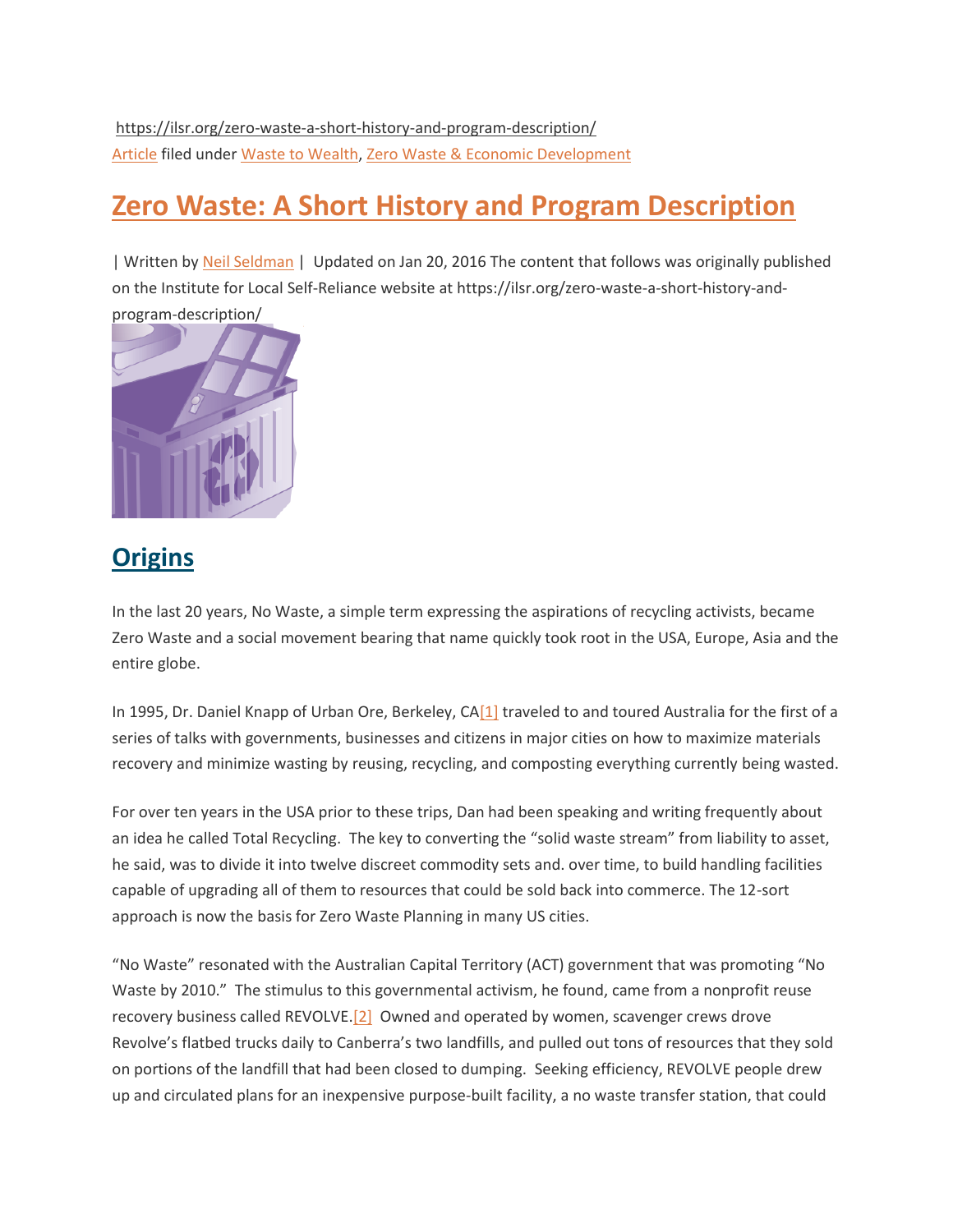https://ilsr.org/zero-waste-a-short-history-and-program-description/
Article filed under Waste to Wealth, Zero Waste & Economic Development

# Zero Waste: A Short History and Program Description

| Written by Neil Seldman | Updated on Jan 20, 2016 The content that follows was originally published on the Institute for Local Self-Reliance website at https://ilsr.org/zero-waste-a-short-history-and-program-description/

## Origins

In the last 20 years, No Waste, a simple term expressing the aspirations of recycling activists, became Zero Waste and a social movement bearing that name quickly took root in the USA, Europe, Asia and the entire globe.

In 1995, Dr. Daniel Knapp of Urban Ore, Berkeley, CA[1] traveled to and toured Australia for the first of a series of talks with governments, businesses and citizens in major cities on how to maximize materials recovery and minimize wasting by reusing, recycling, and composting everything currently being wasted.

For over ten years in the USA prior to these trips, Dan had been speaking and writing frequently about an idea he called Total Recycling. The key to converting the "solid waste stream" from liability to asset, he said, was to divide it into twelve discreet commodity sets and. over time, to build handling facilities capable of upgrading all of them to resources that could be sold back into commerce. The 12-sort approach is now the basis for Zero Waste Planning in many US cities.

"No Waste" resonated with the Australian Capital Territory (ACT) government that was promoting "No Waste by 2010." The stimulus to this governmental activism, he found, came from a nonprofit reuse recovery business called REVOLVE.[2] Owned and operated by women, scavenger crews drove Revolve's flatbed trucks daily to Canberra's two landfills, and pulled out tons of resources that they sold on portions of the landfill that had been closed to dumping. Seeking efficiency, REVOLVE people drew up and circulated plans for an inexpensive purpose-built facility, a no waste transfer station, that could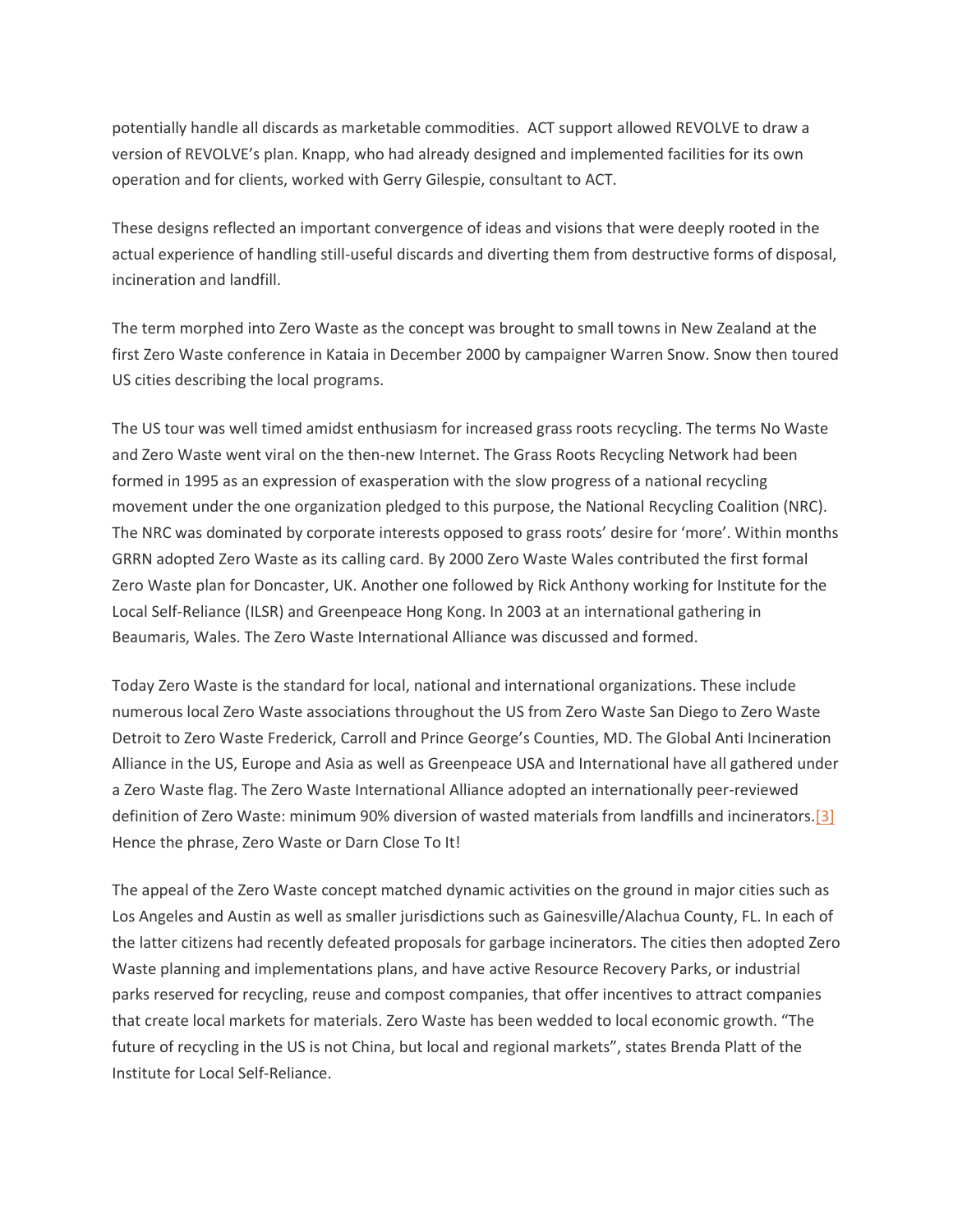potentially handle all discards as marketable commodities.  ACT support allowed REVOLVE to draw a version of REVOLVE's plan. Knapp, who had already designed and implemented facilities for its own operation and for clients, worked with Gerry Gilespie, consultant to ACT.

These designs reflected an important convergence of ideas and visions that were deeply rooted in the actual experience of handling still-useful discards and diverting them from destructive forms of disposal, incineration and landfill.

The term morphed into Zero Waste as the concept was brought to small towns in New Zealand at the first Zero Waste conference in Kataia in December 2000 by campaigner Warren Snow. Snow then toured US cities describing the local programs.

The US tour was well timed amidst enthusiasm for increased grass roots recycling. The terms No Waste and Zero Waste went viral on the then-new Internet. The Grass Roots Recycling Network had been formed in 1995 as an expression of exasperation with the slow progress of a national recycling movement under the one organization pledged to this purpose, the National Recycling Coalition (NRC). The NRC was dominated by corporate interests opposed to grass roots' desire for 'more'. Within months GRRN adopted Zero Waste as its calling card. By 2000 Zero Waste Wales contributed the first formal Zero Waste plan for Doncaster, UK. Another one followed by Rick Anthony working for Institute for the Local Self-Reliance (ILSR) and Greenpeace Hong Kong. In 2003 at an international gathering in Beaumaris, Wales. The Zero Waste International Alliance was discussed and formed.

Today Zero Waste is the standard for local, national and international organizations. These include numerous local Zero Waste associations throughout the US from Zero Waste San Diego to Zero Waste Detroit to Zero Waste Frederick, Carroll and Prince George's Counties, MD. The Global Anti Incineration Alliance in the US, Europe and Asia as well as Greenpeace USA and International have all gathered under a Zero Waste flag. The Zero Waste International Alliance adopted an internationally peer-reviewed definition of Zero Waste: minimum 90% diversion of wasted materials from landfills and incinerators.[3] Hence the phrase, Zero Waste or Darn Close To It!

The appeal of the Zero Waste concept matched dynamic activities on the ground in major cities such as Los Angeles and Austin as well as smaller jurisdictions such as Gainesville/Alachua County, FL. In each of the latter citizens had recently defeated proposals for garbage incinerators. The cities then adopted Zero Waste planning and implementations plans, and have active Resource Recovery Parks, or industrial parks reserved for recycling, reuse and compost companies, that offer incentives to attract companies that create local markets for materials. Zero Waste has been wedded to local economic growth. "The future of recycling in the US is not China, but local and regional markets", states Brenda Platt of the Institute for Local Self-Reliance.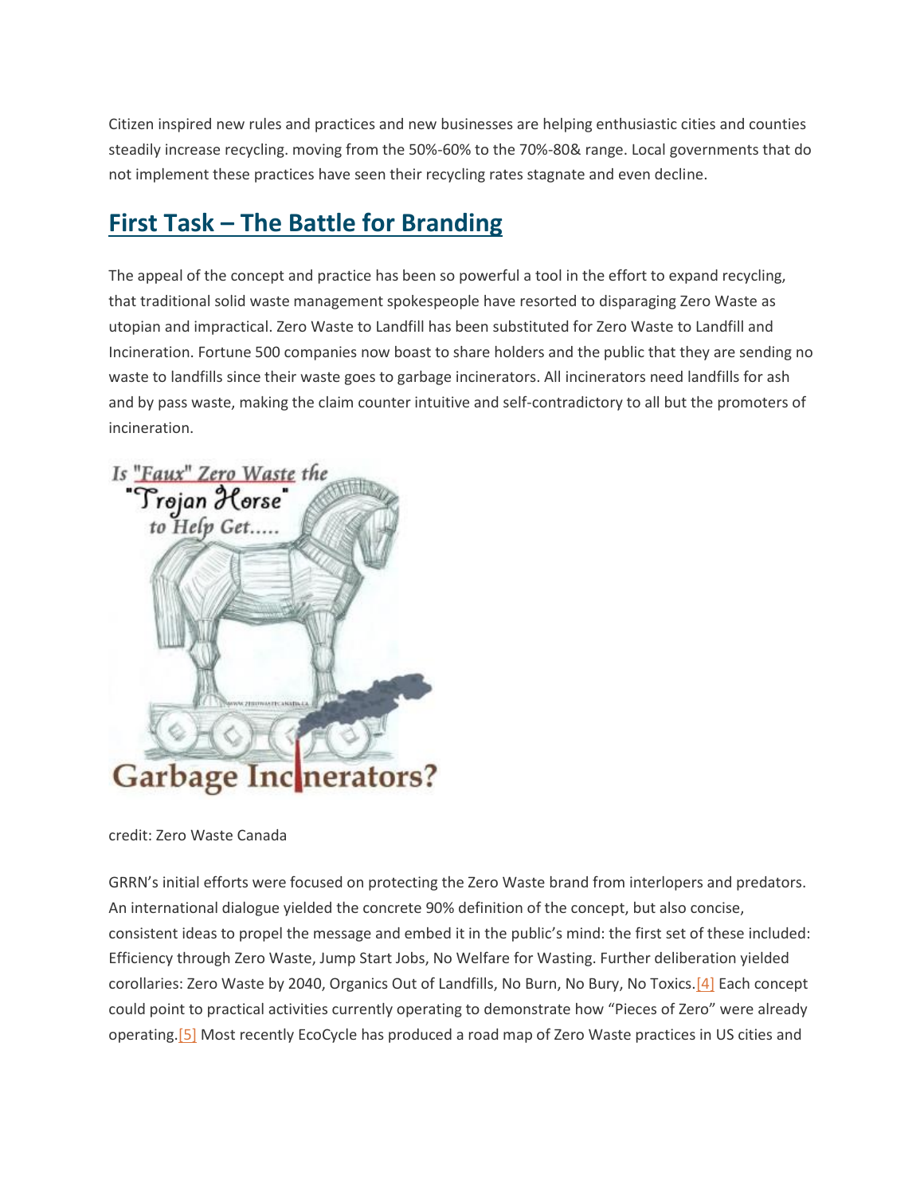Citizen inspired new rules and practices and new businesses are helping enthusiastic cities and counties steadily increase recycling. moving from the 50%-60% to the 70%-80& range. Local governments that do not implement these practices have seen their recycling rates stagnate and even decline.

## First Task – The Battle for Branding

The appeal of the concept and practice has been so powerful a tool in the effort to expand recycling, that traditional solid waste management spokespeople have resorted to disparaging Zero Waste as utopian and impractical. Zero Waste to Landfill has been substituted for Zero Waste to Landfill and Incineration. Fortune 500 companies now boast to share holders and the public that they are sending no waste to landfills since their waste goes to garbage incinerators. All incinerators need landfills for ash and by pass waste, making the claim counter intuitive and self-contradictory to all but the promoters of incineration.

credit: Zero Waste Canada

GRRN's initial efforts were focused on protecting the Zero Waste brand from interlopers and predators. An international dialogue yielded the concrete 90% definition of the concept, but also concise, consistent ideas to propel the message and embed it in the public's mind: the first set of these included: Efficiency through Zero Waste, Jump Start Jobs, No Welfare for Wasting. Further deliberation yielded corollaries: Zero Waste by 2040, Organics Out of Landfills, No Burn, No Bury, No Toxics.[4] Each concept could point to practical activities currently operating to demonstrate how "Pieces of Zero" were already operating.[5] Most recently EcoCycle has produced a road map of Zero Waste practices in US cities and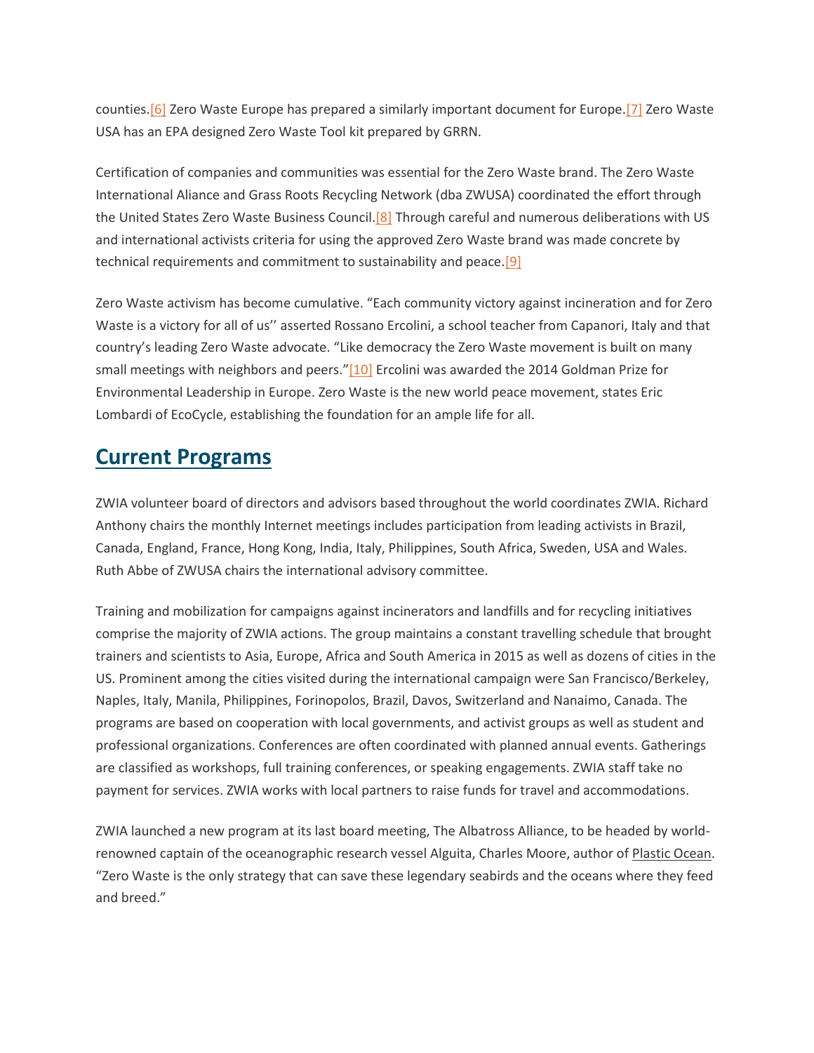counties.[6] Zero Waste Europe has prepared a similarly important document for Europe.[7] Zero Waste USA has an EPA designed Zero Waste Tool kit prepared by GRRN.

Certification of companies and communities was essential for the Zero Waste brand. The Zero Waste International Aliance and Grass Roots Recycling Network (dba ZWUSA) coordinated the effort through the United States Zero Waste Business Council.[8] Through careful and numerous deliberations with US and international activists criteria for using the approved Zero Waste brand was made concrete by technical requirements and commitment to sustainability and peace.[9]

Zero Waste activism has become cumulative. "Each community victory against incineration and for Zero Waste is a victory for all of us'' asserted Rossano Ercolini, a school teacher from Capanori, Italy and that country's leading Zero Waste advocate. "Like democracy the Zero Waste movement is built on many small meetings with neighbors and peers."[10] Ercolini was awarded the 2014 Goldman Prize for Environmental Leadership in Europe. Zero Waste is the new world peace movement, states Eric Lombardi of EcoCycle, establishing the foundation for an ample life for all.

## Current Programs

ZWIA volunteer board of directors and advisors based throughout the world coordinates ZWIA. Richard Anthony chairs the monthly Internet meetings includes participation from leading activists in Brazil, Canada, England, France, Hong Kong, India, Italy, Philippines, South Africa, Sweden, USA and Wales. Ruth Abbe of ZWUSA chairs the international advisory committee.

Training and mobilization for campaigns against incinerators and landfills and for recycling initiatives comprise the majority of ZWIA actions. The group maintains a constant travelling schedule that brought trainers and scientists to Asia, Europe, Africa and South America in 2015 as well as dozens of cities in the US. Prominent among the cities visited during the international campaign were San Francisco/Berkeley, Naples, Italy, Manila, Philippines, Forinopolos, Brazil, Davos, Switzerland and Nanaimo, Canada. The programs are based on cooperation with local governments, and activist groups as well as student and professional organizations. Conferences are often coordinated with planned annual events. Gatherings are classified as workshops, full training conferences, or speaking engagements. ZWIA staff take no payment for services. ZWIA works with local partners to raise funds for travel and accommodations.

ZWIA launched a new program at its last board meeting, The Albatross Alliance, to be headed by world-renowned captain of the oceanographic research vessel Alguita, Charles Moore, author of Plastic Ocean. "Zero Waste is the only strategy that can save these legendary seabirds and the oceans where they feed and breed."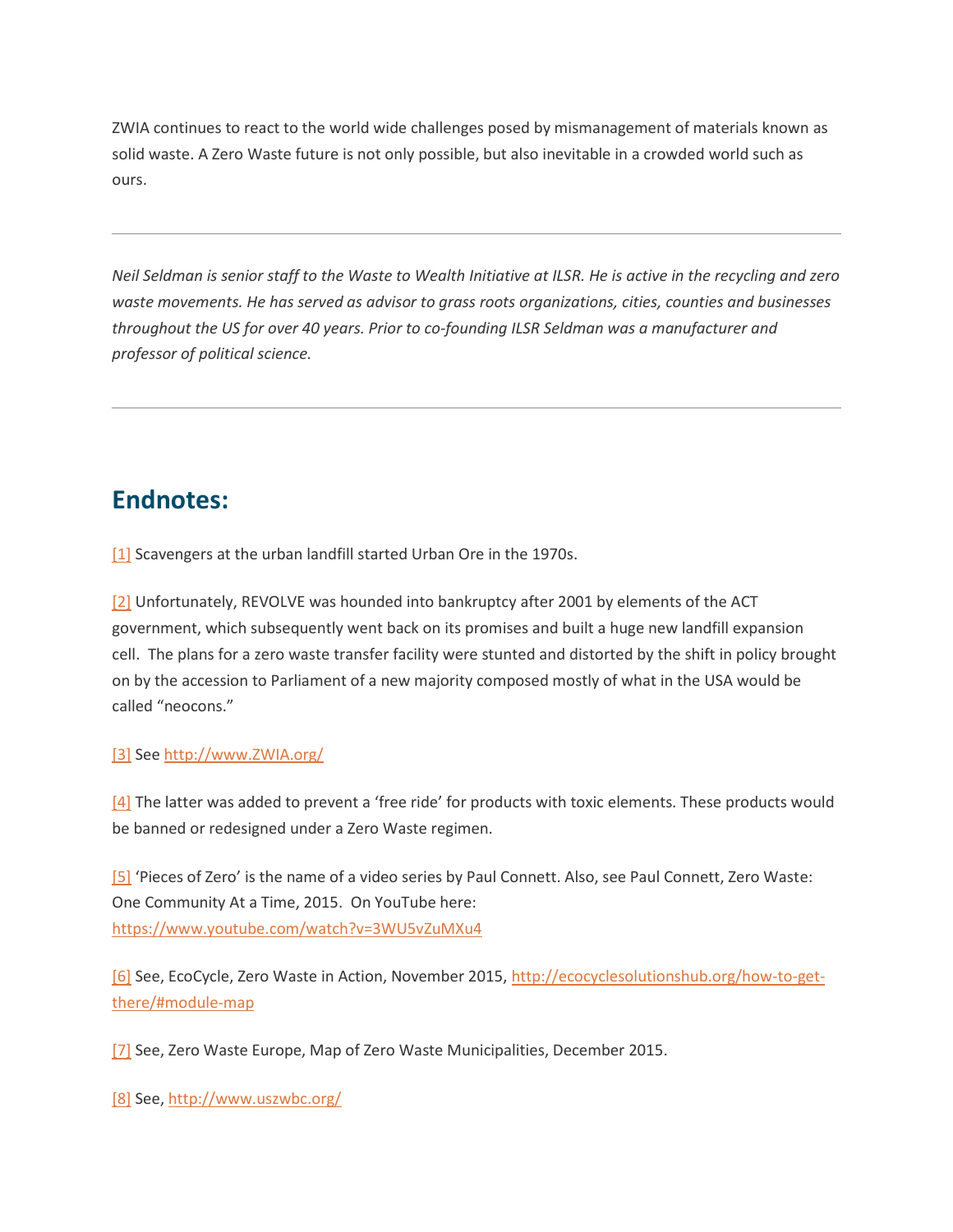ZWIA continues to react to the world wide challenges posed by mismanagement of materials known as solid waste. A Zero Waste future is not only possible, but also inevitable in a crowded world such as ours.

---

*Neil Seldman is senior staff to the Waste to Wealth Initiative at ILSR. He is active in the recycling and zero waste movements. He has served as advisor to grass roots organizations, cities, counties and businesses throughout the US for over 40 years. Prior to co-founding ILSR Seldman was a manufacturer and professor of political science.*

---

## Endnotes:

[1] Scavengers at the urban landfill started Urban Ore in the 1970s.

[2] Unfortunately, REVOLVE was hounded into bankruptcy after 2001 by elements of the ACT government, which subsequently went back on its promises and built a huge new landfill expansion cell. The plans for a zero waste transfer facility were stunted and distorted by the shift in policy brought on by the accession to Parliament of a new majority composed mostly of what in the USA would be called "neocons."

[3] See http://www.ZWIA.org/

[4] The latter was added to prevent a 'free ride' for products with toxic elements. These products would be banned or redesigned under a Zero Waste regimen.

[5] 'Pieces of Zero' is the name of a video series by Paul Connett. Also, see Paul Connett, Zero Waste: One Community At a Time, 2015. On YouTube here: https://www.youtube.com/watch?v=3WU5vZuMXu4

[6] See, EcoCycle, Zero Waste in Action, November 2015, http://ecocyclesolutionshub.org/how-to-get-there/#module-map

[7] See, Zero Waste Europe, Map of Zero Waste Municipalities, December 2015.

[8] See, http://www.uszwbc.org/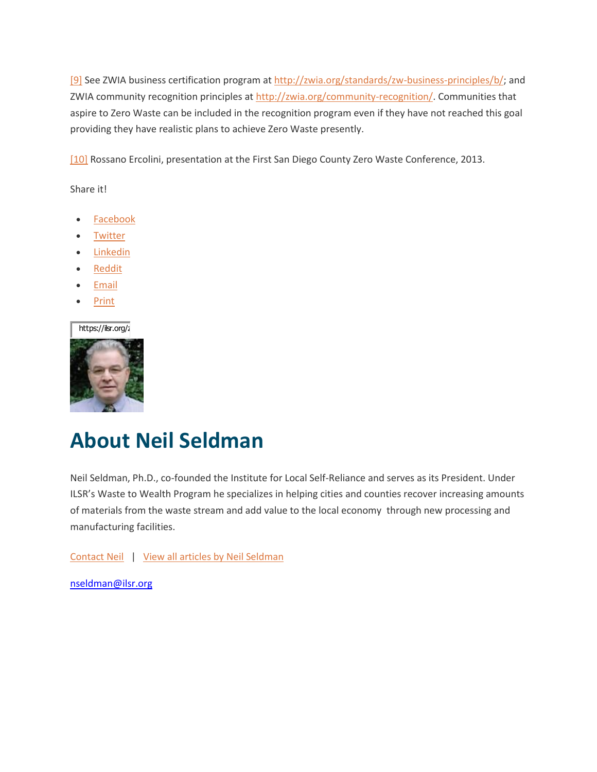[9] See ZWIA business certification program at http://zwia.org/standards/zw-business-principles/b/; and ZWIA community recognition principles at http://zwia.org/community-recognition/. Communities that aspire to Zero Waste can be included in the recognition program even if they have not reached this goal providing they have realistic plans to achieve Zero Waste presently.

[10] Rossano Ercolini, presentation at the First San Diego County Zero Waste Conference, 2013.

Share it!

- Facebook
- Twitter
- Linkedin
- Reddit
- Email
- Print

https://ilsr.org/

# About Neil Seldman

Neil Seldman, Ph.D., co-founded the Institute for Local Self-Reliance and serves as its President. Under ILSR's Waste to Wealth Program he specializes in helping cities and counties recover increasing amounts of materials from the waste stream and add value to the local economy through new processing and manufacturing facilities.

Contact Neil | View all articles by Neil Seldman

nseldman@ilsr.org